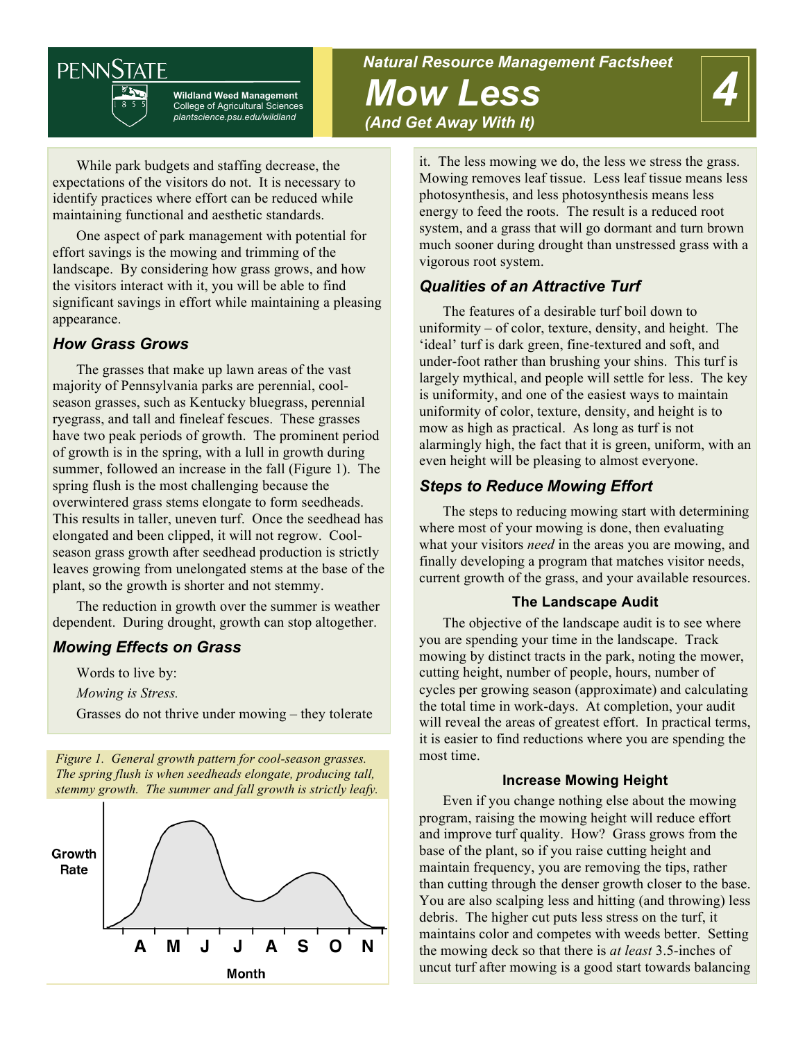PENNSTATE

**Wildland Weed Management**
College of Agricultural Sciences
*plantscience.psu.edu/wildland*

***Natural Resource Management Factsheet*** **4**

# Mow Less
## *(And Get Away With It)*

While park budgets and staffing decrease, the expectations of the visitors do not. It is necessary to identify practices where effort can be reduced while maintaining functional and aesthetic standards.

One aspect of park management with potential for effort savings is the mowing and trimming of the landscape. By considering how grass grows, and how the visitors interact with it, you will be able to find significant savings in effort while maintaining a pleasing appearance.

### *How Grass Grows*

The grasses that make up lawn areas of the vast majority of Pennsylvania parks are perennial, cool-season grasses, such as Kentucky bluegrass, perennial ryegrass, and tall and fineleaf fescues. These grasses have two peak periods of growth. The prominent period of growth is in the spring, with a lull in growth during summer, followed an increase in the fall (Figure 1). The spring flush is the most challenging because the overwintered grass stems elongate to form seedheads. This results in taller, uneven turf. Once the seedhead has elongated and been clipped, it will not regrow. Cool-season grass growth after seedhead production is strictly leaves growing from unelongated stems at the base of the plant, so the growth is shorter and not stemmy.

The reduction in growth over the summer is weather dependent. During drought, growth can stop altogether.

### *Mowing Effects on Grass*

Words to live by:

*Mowing is Stress.*

Grasses do not thrive under mowing – they tolerate it. The less mowing we do, the less we stress the grass. Mowing removes leaf tissue. Less leaf tissue means less photosynthesis, and less photosynthesis means less energy to feed the roots. The result is a reduced root system, and a grass that will go dormant and turn brown much sooner during drought than unstressed grass with a vigorous root system.

*Figure 1. General growth pattern for cool-season grasses. The spring flush is when seedheads elongate, producing tall, stemmy growth. The summer and fall growth is strictly leafy.*

### *Qualities of an Attractive Turf*

The features of a desirable turf boil down to uniformity – of color, texture, density, and height. The 'ideal' turf is dark green, fine-textured and soft, and under-foot rather than brushing your shins. This turf is largely mythical, and people will settle for less. The key is uniformity, and one of the easiest ways to maintain uniformity of color, texture, density, and height is to mow as high as practical. As long as turf is not alarmingly high, the fact that it is green, uniform, with an even height will be pleasing to almost everyone.

### *Steps to Reduce Mowing Effort*

The steps to reducing mowing start with determining where most of your mowing is done, then evaluating what your visitors *need* in the areas you are mowing, and finally developing a program that matches visitor needs, current growth of the grass, and your available resources.

#### The Landscape Audit

The objective of the landscape audit is to see where you are spending your time in the landscape. Track mowing by distinct tracts in the park, noting the mower, cutting height, number of people, hours, number of cycles per growing season (approximate) and calculating the total time in work-days. At completion, your audit will reveal the areas of greatest effort. In practical terms, it is easier to find reductions where you are spending the most time.

#### Increase Mowing Height

Even if you change nothing else about the mowing program, raising the mowing height will reduce effort and improve turf quality. How? Grass grows from the base of the plant, so if you raise cutting height and maintain frequency, you are removing the tips, rather than cutting through the denser growth closer to the base. You are also scalping less and hitting (and throwing) less debris. The higher cut puts less stress on the turf, it maintains color and competes with weeds better. Setting the mowing deck so that there is *at least* 3.5-inches of uncut turf after mowing is a good start towards balancing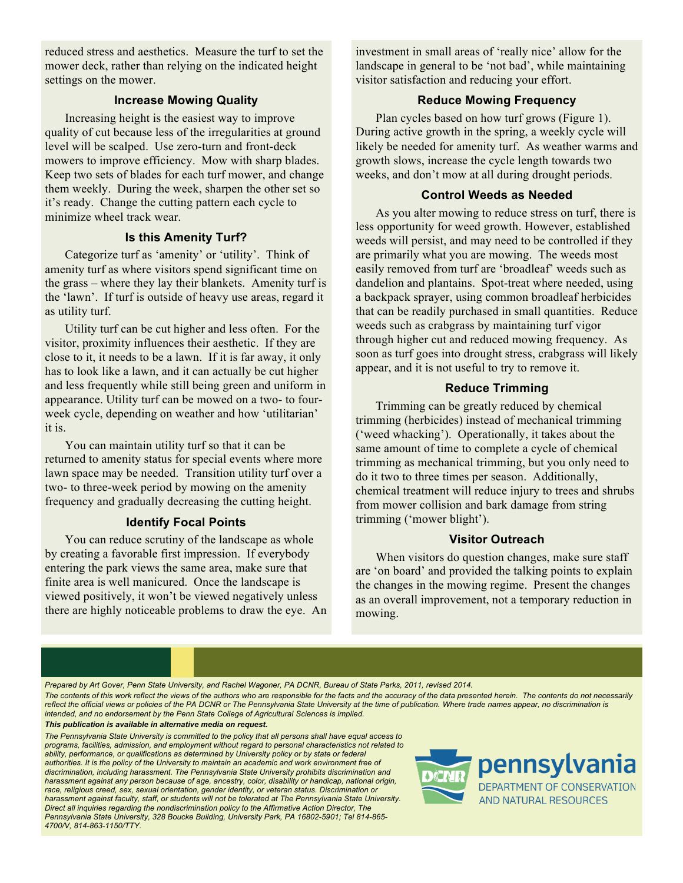reduced stress and aesthetics. Measure the turf to set the mower deck, rather than relying on the indicated height settings on the mower.

### Increase Mowing Quality

Increasing height is the easiest way to improve quality of cut because less of the irregularities at ground level will be scalped. Use zero-turn and front-deck mowers to improve efficiency. Mow with sharp blades. Keep two sets of blades for each turf mower, and change them weekly. During the week, sharpen the other set so it's ready. Change the cutting pattern each cycle to minimize wheel track wear.

### Is this Amenity Turf?

Categorize turf as 'amenity' or 'utility'. Think of amenity turf as where visitors spend significant time on the grass – where they lay their blankets. Amenity turf is the 'lawn'. If turf is outside of heavy use areas, regard it as utility turf.

Utility turf can be cut higher and less often. For the visitor, proximity influences their aesthetic. If they are close to it, it needs to be a lawn. If it is far away, it only has to look like a lawn, and it can actually be cut higher and less frequently while still being green and uniform in appearance. Utility turf can be mowed on a two- to four-week cycle, depending on weather and how 'utilitarian' it is.

You can maintain utility turf so that it can be returned to amenity status for special events where more lawn space may be needed. Transition utility turf over a two- to three-week period by mowing on the amenity frequency and gradually decreasing the cutting height.

### Identify Focal Points

You can reduce scrutiny of the landscape as whole by creating a favorable first impression. If everybody entering the park views the same area, make sure that finite area is well manicured. Once the landscape is viewed positively, it won't be viewed negatively unless there are highly noticeable problems to draw the eye. An investment in small areas of 'really nice' allow for the landscape in general to be 'not bad', while maintaining visitor satisfaction and reducing your effort.

### Reduce Mowing Frequency

Plan cycles based on how turf grows (Figure 1). During active growth in the spring, a weekly cycle will likely be needed for amenity turf. As weather warms and growth slows, increase the cycle length towards two weeks, and don't mow at all during drought periods.

### Control Weeds as Needed

As you alter mowing to reduce stress on turf, there is less opportunity for weed growth. However, established weeds will persist, and may need to be controlled if they are primarily what you are mowing. The weeds most easily removed from turf are 'broadleaf' weeds such as dandelion and plantains. Spot-treat where needed, using a backpack sprayer, using common broadleaf herbicides that can be readily purchased in small quantities. Reduce weeds such as crabgrass by maintaining turf vigor through higher cut and reduced mowing frequency. As soon as turf goes into drought stress, crabgrass will likely appear, and it is not useful to try to remove it.

### Reduce Trimming

Trimming can be greatly reduced by chemical trimming (herbicides) instead of mechanical trimming ('weed whacking'). Operationally, it takes about the same amount of time to complete a cycle of chemical trimming as mechanical trimming, but you only need to do it two to three times per season. Additionally, chemical treatment will reduce injury to trees and shrubs from mower collision and bark damage from string trimming ('mower blight').

### Visitor Outreach

When visitors do question changes, make sure staff are 'on board' and provided the talking points to explain the changes in the mowing regime. Present the changes as an overall improvement, not a temporary reduction in mowing.

---

*Prepared by Art Gover, Penn State University, and Rachel Wagoner, PA DCNR, Bureau of State Parks, 2011, revised 2014.*

*The contents of this work reflect the views of the authors who are responsible for the facts and the accuracy of the data presented herein. The contents do not necessarily reflect the official views or policies of the PA DCNR or The Pennsylvania State University at the time of publication. Where trade names appear, no discrimination is intended, and no endorsement by the Penn State College of Agricultural Sciences is implied.*

***This publication is available in alternative media on request.***

*The Pennsylvania State University is committed to the policy that all persons shall have equal access to programs, facilities, admission, and employment without regard to personal characteristics not related to ability, performance, or qualifications as determined by University policy or by state or federal authorities. It is the policy of the University to maintain an academic and work environment free of discrimination, including harassment. The Pennsylvania State University prohibits discrimination and harassment against any person because of age, ancestry, color, disability or handicap, national origin, race, religious creed, sex, sexual orientation, gender identity, or veteran status. Discrimination or harassment against faculty, staff, or students will not be tolerated at The Pennsylvania State University. Direct all inquiries regarding the nondiscrimination policy to the Affirmative Action Director, The Pennsylvania State University, 328 Boucke Building, University Park, PA 16802-5901; Tel 814-865-4700/V, 814-863-1150/TTY.*

DCNR pennsylvania DEPARTMENT OF CONSERVATION AND NATURAL RESOURCES